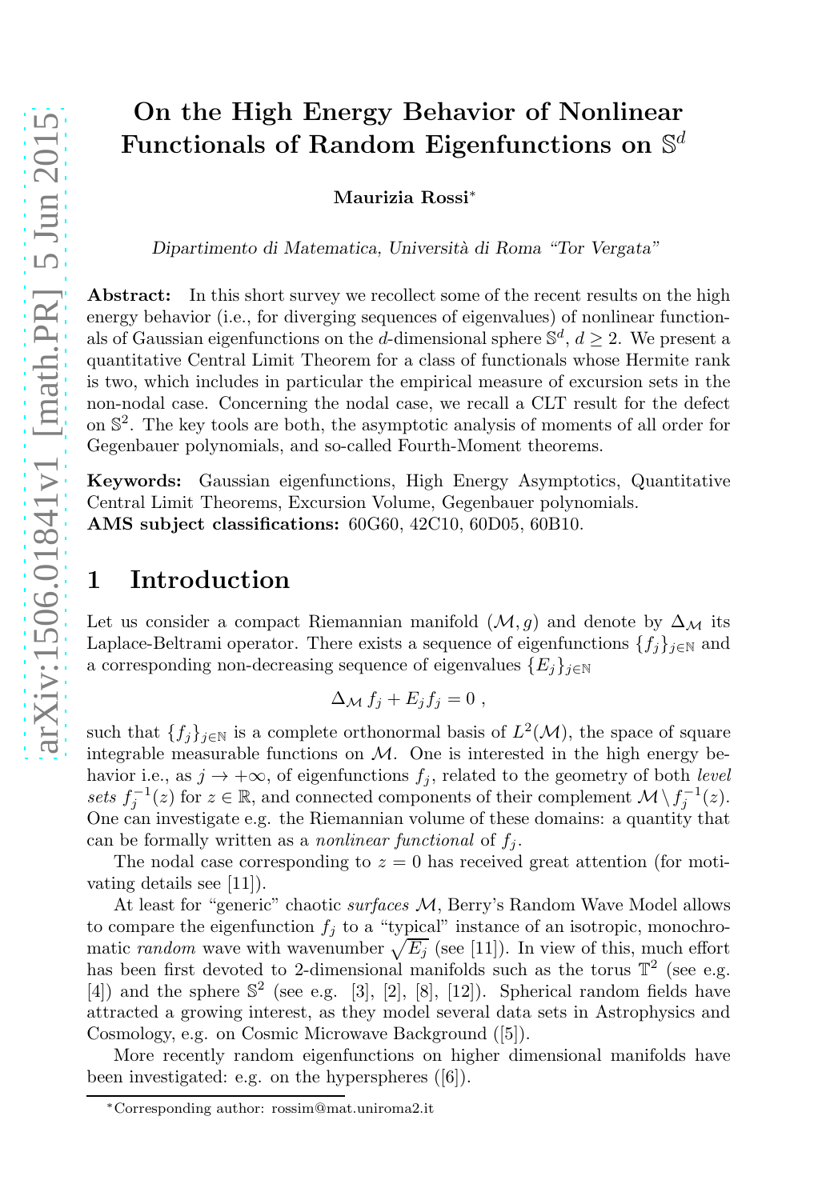# On the High Energy Behavior of Nonlinear Functionals of Random Eigenfunctions on $\mathbb{S}^d$

**Maurizia Rossi***

*Dipartimento di Matematica, Università di Roma "Tor Vergata"*

**Abstract:** In this short survey we recollect some of the recent results on the high energy behavior (i.e., for diverging sequences of eigenvalues) of nonlinear functionals of Gaussian eigenfunctions on the $d$-dimensional sphere $\mathbb{S}^d$, $d \geq 2$. We present a quantitative Central Limit Theorem for a class of functionals whose Hermite rank is two, which includes in particular the empirical measure of excursion sets in the non-nodal case. Concerning the nodal case, we recall a CLT result for the defect on $\mathbb{S}^2$. The key tools are both, the asymptotic analysis of moments of all order for Gegenbauer polynomials, and so-called Fourth-Moment theorems.

**Keywords:** Gaussian eigenfunctions, High Energy Asymptotics, Quantitative Central Limit Theorems, Excursion Volume, Gegenbauer polynomials.
**AMS subject classifications:** 60G60, 42C10, 60D05, 60B10.

## 1 Introduction

Let us consider a compact Riemannian manifold $(\mathcal{M}, g)$ and denote by $\Delta_{\mathcal{M}}$ its Laplace-Beltrami operator. There exists a sequence of eigenfunctions $\{f_j\}_{j\in\mathbb{N}}$ and a corresponding non-decreasing sequence of eigenvalues $\{E_j\}_{j\in\mathbb{N}}$

$$\Delta_{\mathcal{M}} f_j + E_j f_j = 0 ,$$

such that $\{f_j\}_{j\in\mathbb{N}}$ is a complete orthonormal basis of $L^2(\mathcal{M})$, the space of square integrable measurable functions on $\mathcal{M}$. One is interested in the high energy behavior i.e., as $j \to +\infty$, of eigenfunctions $f_j$, related to the geometry of both *level sets* $f_j^{-1}(z)$ for $z \in \mathbb{R}$, and connected components of their complement $\mathcal{M} \setminus f_j^{-1}(z)$. One can investigate e.g. the Riemannian volume of these domains: a quantity that can be formally written as a *nonlinear functional* of $f_j$.

The nodal case corresponding to $z = 0$ has received great attention (for motivating details see [11]).

At least for "generic" chaotic *surfaces* $\mathcal{M}$, Berry's Random Wave Model allows to compare the eigenfunction $f_j$ to a "typical" instance of an isotropic, monochromatic *random* wave with wavenumber $\sqrt{E_j}$ (see [11]). In view of this, much effort has been first devoted to 2-dimensional manifolds such as the torus $\mathbb{T}^2$ (see e.g. [4]) and the sphere $\mathbb{S}^2$ (see e.g. [3], [2], [8], [12]). Spherical random fields have attracted a growing interest, as they model several data sets in Astrophysics and Cosmology, e.g. on Cosmic Microwave Background ([5]).

More recently random eigenfunctions on higher dimensional manifolds have been investigated: e.g. on the hyperspheres ([6]).

*Corresponding author: rossim@mat.uniroma2.it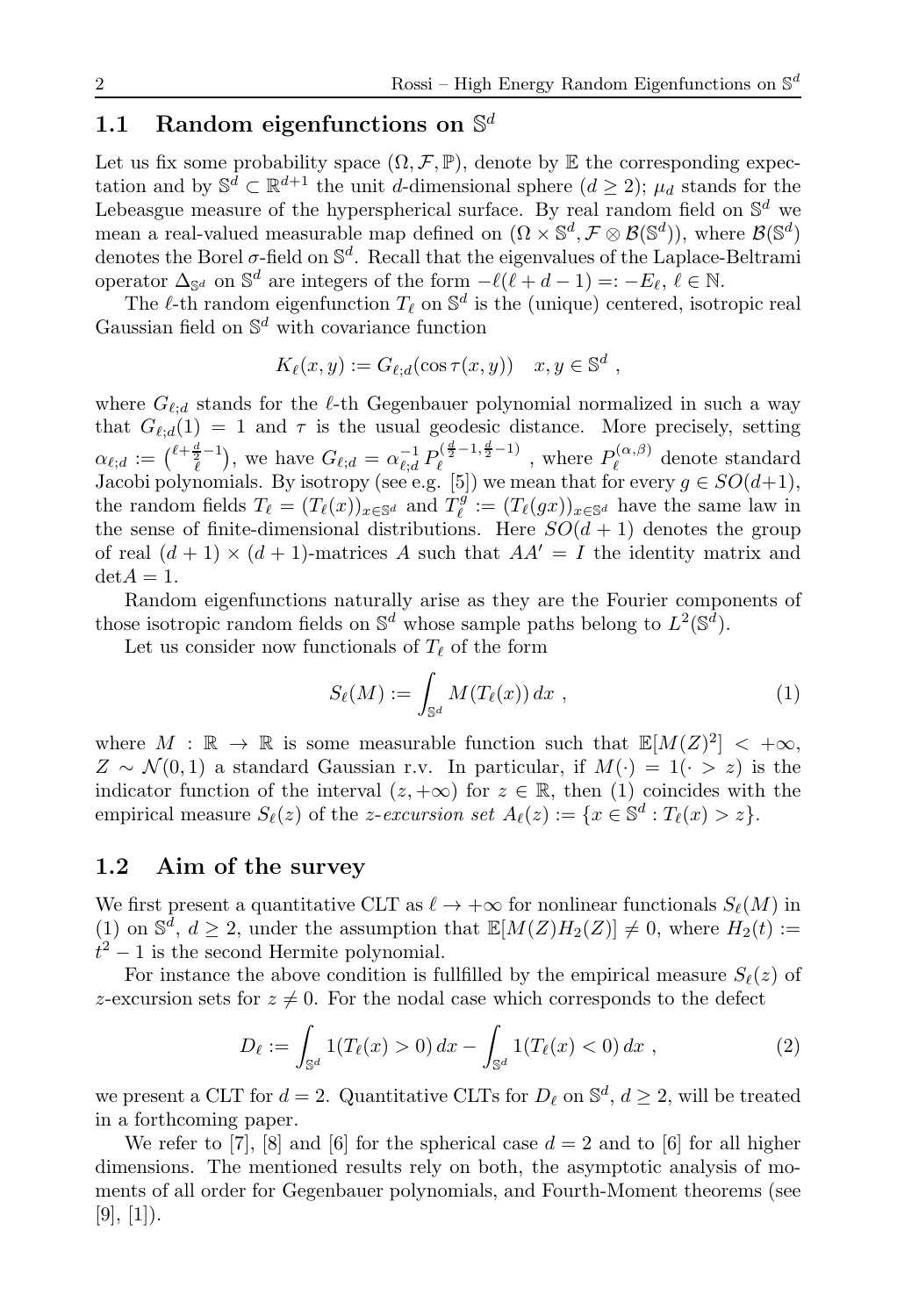## 1.1 Random eigenfunctions on $\mathbb{S}^d$

Let us fix some probability space $(\Omega, \mathcal{F}, \mathbb{P})$, denote by $\mathbb{E}$ the corresponding expectation and by $\mathbb{S}^d \subset \mathbb{R}^{d+1}$ the unit $d$-dimensional sphere ($d \geq 2$); $\mu_d$ stands for the Lebeasgue measure of the hyperspherical surface. By real random field on $\mathbb{S}^d$ we mean a real-valued measurable map defined on $(\Omega \times \mathbb{S}^d, \mathcal{F} \otimes \mathcal{B}(\mathbb{S}^d))$, where $\mathcal{B}(\mathbb{S}^d)$ denotes the Borel $\sigma$-field on $\mathbb{S}^d$. Recall that the eigenvalues of the Laplace-Beltrami operator $\Delta_{\mathbb{S}^d}$ on $\mathbb{S}^d$ are integers of the form $-\ell(\ell + d - 1) =: -E_\ell$, $\ell \in \mathbb{N}$.

The $\ell$-th random eigenfunction $T_\ell$ on $\mathbb{S}^d$ is the (unique) centered, isotropic real Gaussian field on $\mathbb{S}^d$ with covariance function

$$K_\ell(x, y) := G_{\ell;d}(\cos \tau(x, y)) \quad x, y \in \mathbb{S}^d \ ,$$

where $G_{\ell;d}$ stands for the $\ell$-th Gegenbauer polynomial normalized in such a way that $G_{\ell;d}(1) = 1$ and $\tau$ is the usual geodesic distance. More precisely, setting $\alpha_{\ell;d} := \binom{\ell + \frac{d}{2} - 1}{\ell}$, we have $G_{\ell;d} = \alpha_{\ell;d}^{-1} P_\ell^{(\frac{d}{2}-1, \frac{d}{2}-1)}$ , where $P_\ell^{(\alpha,\beta)}$ denote standard Jacobi polynomials. By isotropy (see e.g. [5]) we mean that for every $g \in SO(d+1)$, the random fields $T_\ell = (T_\ell(x))_{x \in \mathbb{S}^d}$ and $T_\ell^g := (T_\ell(gx))_{x \in \mathbb{S}^d}$ have the same law in the sense of finite-dimensional distributions. Here $SO(d + 1)$ denotes the group of real $(d + 1) \times (d + 1)$-matrices $A$ such that $AA' = I$ the identity matrix and $\det A = 1$.

Random eigenfunctions naturally arise as they are the Fourier components of those isotropic random fields on $\mathbb{S}^d$ whose sample paths belong to $L^2(\mathbb{S}^d)$.

Let us consider now functionals of $T_\ell$ of the form

$$S_\ell(M) := \int_{\mathbb{S}^d} M(T_\ell(x))\, dx \ , \tag{1}$$

where $M : \mathbb{R} \to \mathbb{R}$ is some measurable function such that $\mathbb{E}[M(Z)^2] < +\infty$, $Z \sim \mathcal{N}(0, 1)$ a standard Gaussian r.v. In particular, if $M(\cdot) = 1(\cdot > z)$ is the indicator function of the interval $(z, +\infty)$ for $z \in \mathbb{R}$, then (1) coincides with the empirical measure $S_\ell(z)$ of the *z-excursion set* $A_\ell(z) := \{x \in \mathbb{S}^d : T_\ell(x) > z\}$.

## 1.2 Aim of the survey

We first present a quantitative CLT as $\ell \to +\infty$ for nonlinear functionals $S_\ell(M)$ in (1) on $\mathbb{S}^d$, $d \geq 2$, under the assumption that $\mathbb{E}[M(Z)H_2(Z)] \neq 0$, where $H_2(t) := t^2 - 1$ is the second Hermite polynomial.

For instance the above condition is fullfilled by the empirical measure $S_\ell(z)$ of $z$-excursion sets for $z \neq 0$. For the nodal case which corresponds to the defect

$$D_\ell := \int_{\mathbb{S}^d} 1(T_\ell(x) > 0)\, dx - \int_{\mathbb{S}^d} 1(T_\ell(x) < 0)\, dx \ , \tag{2}$$

we present a CLT for $d = 2$. Quantitative CLTs for $D_\ell$ on $\mathbb{S}^d$, $d \geq 2$, will be treated in a forthcoming paper.

We refer to [7], [8] and [6] for the spherical case $d = 2$ and to [6] for all higher dimensions. The mentioned results rely on both, the asymptotic analysis of moments of all order for Gegenbauer polynomials, and Fourth-Moment theorems (see [9], [1]).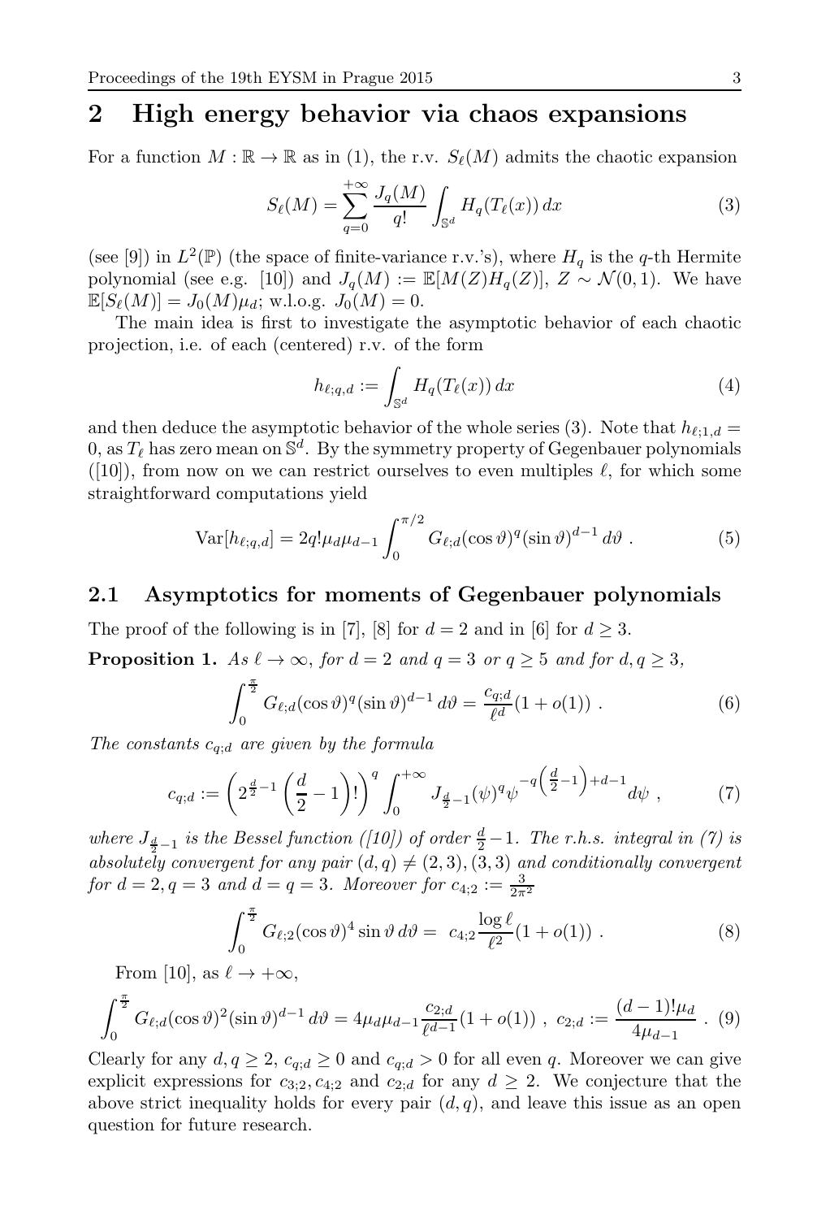## 2 High energy behavior via chaos expansions

For a function $M : \mathbb{R} \to \mathbb{R}$ as in (1), the r.v. $S_\ell(M)$ admits the chaotic expansion

$$S_\ell(M) = \sum_{q=0}^{+\infty} \frac{J_q(M)}{q!} \int_{\mathbb{S}^d} H_q(T_\ell(x))\, dx \tag{3}$$

(see [9]) in $L^2(\mathbb{P})$ (the space of finite-variance r.v.'s), where $H_q$ is the $q$-th Hermite polynomial (see e.g. [10]) and $J_q(M) := \mathbb{E}[M(Z)H_q(Z)]$, $Z \sim \mathcal{N}(0,1)$. We have $\mathbb{E}[S_\ell(M)] = J_0(M)\mu_d$; w.l.o.g. $J_0(M) = 0$.

The main idea is first to investigate the asymptotic behavior of each chaotic projection, i.e. of each (centered) r.v. of the form

$$h_{\ell;q,d} := \int_{\mathbb{S}^d} H_q(T_\ell(x))\, dx \tag{4}$$

and then deduce the asymptotic behavior of the whole series (3). Note that $h_{\ell;1,d} = 0$, as $T_\ell$ has zero mean on $\mathbb{S}^d$. By the symmetry property of Gegenbauer polynomials ([10]), from now on we can restrict ourselves to even multiples $\ell$, for which some straightforward computations yield

$$\mathrm{Var}[h_{\ell;q,d}] = 2q!\mu_d\mu_{d-1} \int_0^{\pi/2} G_{\ell;d}(\cos\vartheta)^q (\sin\vartheta)^{d-1}\, d\vartheta\ . \tag{5}$$

### 2.1 Asymptotics for moments of Gegenbauer polynomials

The proof of the following is in [7], [8] for $d = 2$ and in [6] for $d \geq 3$.

**Proposition 1.** *As $\ell \to \infty$, for $d = 2$ and $q = 3$ or $q \geq 5$ and for $d, q \geq 3$,*

$$\int_0^{\frac{\pi}{2}} G_{\ell;d}(\cos\vartheta)^q (\sin\vartheta)^{d-1}\, d\vartheta = \frac{c_{q;d}}{\ell^d}(1 + o(1))\ . \tag{6}$$

*The constants $c_{q;d}$ are given by the formula*

$$c_{q;d} := \left(2^{\frac{d}{2}-1}\left(\frac{d}{2}-1\right)!\right)^q \int_0^{+\infty} J_{\frac{d}{2}-1}(\psi)^q \psi^{-q\left(\frac{d}{2}-1\right)+d-1} d\psi\ , \tag{7}$$

*where $J_{\frac{d}{2}-1}$ is the Bessel function ([10]) of order $\frac{d}{2}-1$. The r.h.s. integral in (7) is absolutely convergent for any pair $(d,q) \neq (2,3), (3,3)$ and conditionally convergent for $d = 2, q = 3$ and $d = q = 3$. Moreover for $c_{4;2} := \frac{3}{2\pi^2}$*

$$\int_0^{\frac{\pi}{2}} G_{\ell;2}(\cos\vartheta)^4 \sin\vartheta\, d\vartheta = c_{4;2}\frac{\log\ell}{\ell^2}(1 + o(1))\ . \tag{8}$$

From [10], as $\ell \to +\infty$,

$$\int_0^{\frac{\pi}{2}} G_{\ell;d}(\cos\vartheta)^2 (\sin\vartheta)^{d-1}\, d\vartheta = 4\mu_d\mu_{d-1}\frac{c_{2;d}}{\ell^{d-1}}(1 + o(1))\ ,\ c_{2;d} := \frac{(d-1)!\mu_d}{4\mu_{d-1}}\ . \tag{9}$$

Clearly for any $d, q \geq 2$, $c_{q;d} \geq 0$ and $c_{q;d} > 0$ for all even $q$. Moreover we can give explicit expressions for $c_{3;2}, c_{4;2}$ and $c_{2;d}$ for any $d \geq 2$. We conjecture that the above strict inequality holds for every pair $(d,q)$, and leave this issue as an open question for future research.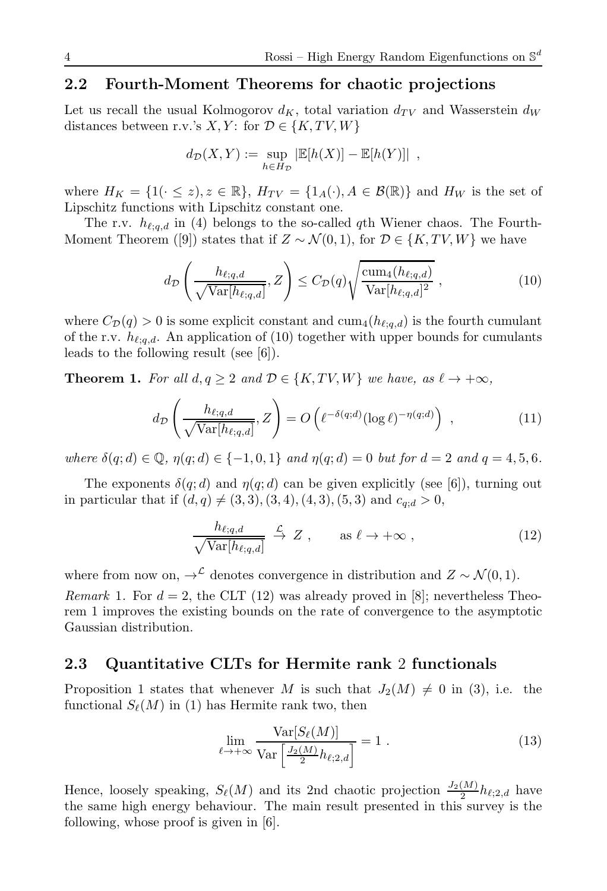## 2.2 Fourth-Moment Theorems for chaotic projections

Let us recall the usual Kolmogorov $d_K$, total variation $d_{TV}$ and Wasserstein $d_W$ distances between r.v.'s $X, Y$: for $\mathcal{D} \in \{K, TV, W\}$

$$d_{\mathcal{D}}(X,Y) := \sup_{h \in H_{\mathcal{D}}} |\mathbb{E}[h(X)] - \mathbb{E}[h(Y)]| \ ,$$

where $H_K = \{1(\cdot \le z), z \in \mathbb{R}\}$, $H_{TV} = \{1_A(\cdot), A \in \mathcal{B}(\mathbb{R})\}$ and $H_W$ is the set of Lipschitz functions with Lipschitz constant one.

The r.v. $h_{\ell;q,d}$ in (4) belongs to the so-called $q$th Wiener chaos. The Fourth-Moment Theorem ([9]) states that if $Z \sim \mathcal{N}(0,1)$, for $\mathcal{D} \in \{K, TV, W\}$ we have

$$d_{\mathcal{D}}\left( \frac{h_{\ell;q,d}}{\sqrt{\mathrm{Var}[h_{\ell;q,d}]}}, Z \right) \le C_{\mathcal{D}}(q) \sqrt{\frac{\mathrm{cum}_4(h_{\ell;q,d})}{\mathrm{Var}[h_{\ell;q,d}]^2}} \ , \tag{10}$$

where $C_{\mathcal{D}}(q) > 0$ is some explicit constant and $\mathrm{cum}_4(h_{\ell;q,d})$ is the fourth cumulant of the r.v. $h_{\ell;q,d}$. An application of (10) together with upper bounds for cumulants leads to the following result (see [6]).

**Theorem 1.** *For all $d, q \ge 2$ and $\mathcal{D} \in \{K, TV, W\}$ we have, as $\ell \to +\infty$,*

$$d_{\mathcal{D}}\left( \frac{h_{\ell;q,d}}{\sqrt{\mathrm{Var}[h_{\ell;q,d}]}}, Z \right) = O\left( \ell^{-\delta(q;d)} (\log \ell)^{-\eta(q;d)} \right) \ , \tag{11}$$

*where $\delta(q;d) \in \mathbb{Q}$, $\eta(q;d) \in \{-1, 0, 1\}$ and $\eta(q;d) = 0$ but for $d = 2$ and $q = 4, 5, 6$.*

The exponents $\delta(q;d)$ and $\eta(q;d)$ can be given explicitly (see [6]), turning out in particular that if $(d,q) \ne (3,3), (3,4), (4,3), (5,3)$ and $c_{q;d} > 0$,

$$\frac{h_{\ell;q,d}}{\sqrt{\mathrm{Var}[h_{\ell;q,d}]}} \overset{\mathcal{L}}{\to} Z \ , \qquad \text{as } \ell \to +\infty \ , \tag{12}$$

where from now on, $\to^{\mathcal{L}}$ denotes convergence in distribution and $Z \sim \mathcal{N}(0,1)$.

*Remark* 1. For $d = 2$, the CLT (12) was already proved in [8]; nevertheless Theorem 1 improves the existing bounds on the rate of convergence to the asymptotic Gaussian distribution.

## 2.3 Quantitative CLTs for Hermite rank 2 functionals

Proposition 1 states that whenever $M$ is such that $J_2(M) \ne 0$ in (3), i.e. the functional $S_\ell(M)$ in (1) has Hermite rank two, then

$$\lim_{\ell \to +\infty} \frac{\mathrm{Var}[S_\ell(M)]}{\mathrm{Var}\left[ \frac{J_2(M)}{2} h_{\ell;2,d} \right]} = 1 \ . \tag{13}$$

Hence, loosely speaking, $S_\ell(M)$ and its 2nd chaotic projection $\frac{J_2(M)}{2} h_{\ell;2,d}$ have the same high energy behaviour. The main result presented in this survey is the following, whose proof is given in [6].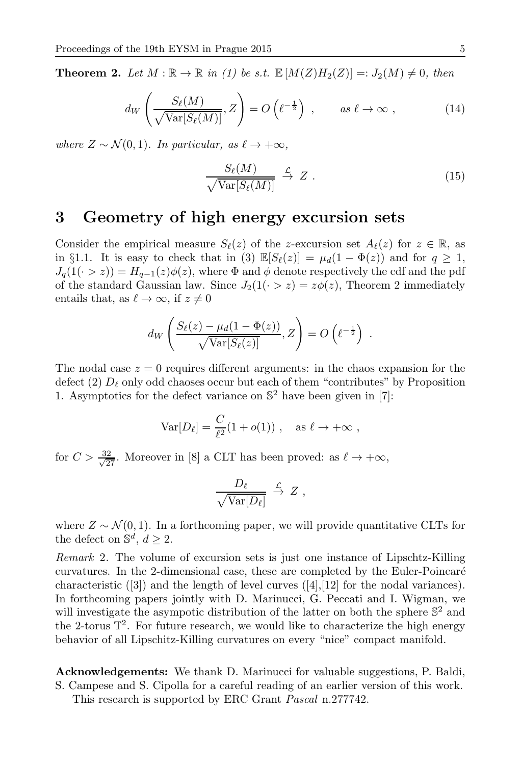**Theorem 2.** *Let $M : \mathbb{R} \to \mathbb{R}$ in (1) be s.t. $\mathbb{E}[M(Z)H_2(Z)] =: J_2(M) \neq 0$, then*

$$
d_W\left(\frac{S_\ell(M)}{\sqrt{\mathrm{Var}[S_\ell(M)]}}, Z\right) = O\left(\ell^{-\frac{1}{2}}\right), \qquad \text{as } \ell \to \infty, \tag{14}
$$

*where $Z \sim \mathcal{N}(0,1)$. In particular, as $\ell \to +\infty$,*

$$
\frac{S_\ell(M)}{\sqrt{\mathrm{Var}[S_\ell(M)]}} \stackrel{\mathcal{L}}{\to} Z . \tag{15}
$$

# 3 Geometry of high energy excursion sets

Consider the empirical measure $S_\ell(z)$ of the $z$-excursion set $A_\ell(z)$ for $z \in \mathbb{R}$, as in §1.1. It is easy to check that in (3) $\mathbb{E}[S_\ell(z)] = \mu_d(1 - \Phi(z))$ and for $q \geq 1$, $J_q(1(\cdot > z)) = H_{q-1}(z)\phi(z)$, where $\Phi$ and $\phi$ denote respectively the cdf and the pdf of the standard Gaussian law. Since $J_2(1(\cdot > z) = z\phi(z)$, Theorem 2 immediately entails that, as $\ell \to \infty$, if $z \neq 0$

$$
d_W\left(\frac{S_\ell(z) - \mu_d(1-\Phi(z))}{\sqrt{\mathrm{Var}[S_\ell(z)]}}, Z\right) = O\left(\ell^{-\frac{1}{2}}\right) .
$$

The nodal case $z = 0$ requires different arguments: in the chaos expansion for the defect (2) $D_\ell$ only odd chaoses occur but each of them "contributes" by Proposition 1. Asymptotics for the defect variance on $\mathbb{S}^2$ have been given in [7]:

$$
\mathrm{Var}[D_\ell] = \frac{C}{\ell^2}(1 + o(1)) , \quad \text{as } \ell \to +\infty ,
$$

for $C > \frac{32}{\sqrt{27}}$. Moreover in [8] a CLT has been proved: as $\ell \to +\infty$,

$$
\frac{D_\ell}{\sqrt{\mathrm{Var}[D_\ell]}} \stackrel{\mathcal{L}}{\to} Z ,
$$

where $Z \sim \mathcal{N}(0,1)$. In a forthcoming paper, we will provide quantitative CLTs for the defect on $\mathbb{S}^d$, $d \geq 2$.

*Remark* 2. The volume of excursion sets is just one instance of Lipschtz-Killing curvatures. In the 2-dimensional case, these are completed by the Euler-Poincaré characteristic ([3]) and the length of level curves ([4],[12] for the nodal variances). In forthcoming papers jointly with D. Marinucci, G. Peccati and I. Wigman, we will investigate the asympotic distribution of the latter on both the sphere $\mathbb{S}^2$ and the 2-torus $\mathbb{T}^2$. For future research, we would like to characterize the high energy behavior of all Lipschitz-Killing curvatures on every "nice" compact manifold.

**Acknowledgements:** We thank D. Marinucci for valuable suggestions, P. Baldi, S. Campese and S. Cipolla for a careful reading of an earlier version of this work.
This research is supported by ERC Grant *Pascal* n.277742.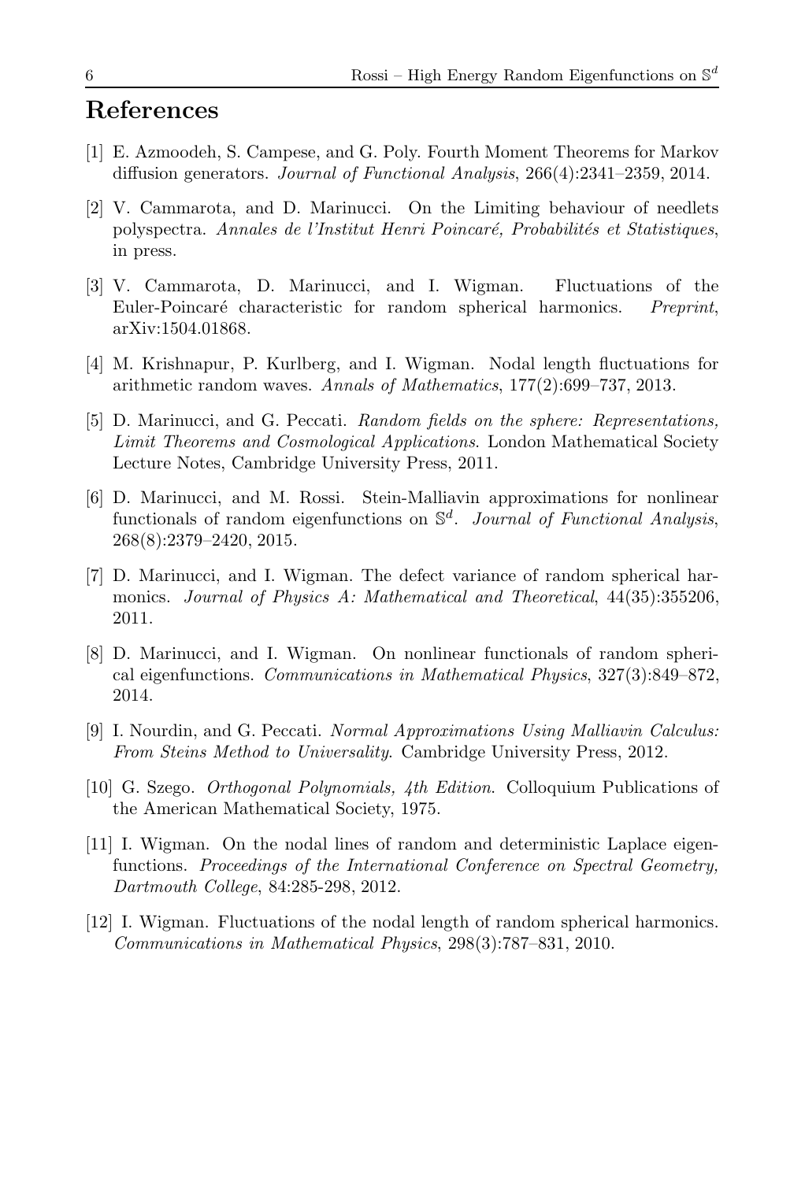# References

[1] E. Azmoodeh, S. Campese, and G. Poly. Fourth Moment Theorems for Markov diffusion generators. *Journal of Functional Analysis*, 266(4):2341–2359, 2014.

[2] V. Cammarota, and D. Marinucci. On the Limiting behaviour of needlets polyspectra. *Annales de l'Institut Henri Poincaré, Probabilités et Statistiques*, in press.

[3] V. Cammarota, D. Marinucci, and I. Wigman. Fluctuations of the Euler-Poincaré characteristic for random spherical harmonics. *Preprint*, arXiv:1504.01868.

[4] M. Krishnapur, P. Kurlberg, and I. Wigman. Nodal length fluctuations for arithmetic random waves. *Annals of Mathematics*, 177(2):699–737, 2013.

[5] D. Marinucci, and G. Peccati. *Random fields on the sphere: Representations, Limit Theorems and Cosmological Applications*. London Mathematical Society Lecture Notes, Cambridge University Press, 2011.

[6] D. Marinucci, and M. Rossi. Stein-Malliavin approximations for nonlinear functionals of random eigenfunctions on $\mathbb{S}^d$. *Journal of Functional Analysis*, 268(8):2379–2420, 2015.

[7] D. Marinucci, and I. Wigman. The defect variance of random spherical harmonics. *Journal of Physics A: Mathematical and Theoretical*, 44(35):355206, 2011.

[8] D. Marinucci, and I. Wigman. On nonlinear functionals of random spherical eigenfunctions. *Communications in Mathematical Physics*, 327(3):849–872, 2014.

[9] I. Nourdin, and G. Peccati. *Normal Approximations Using Malliavin Calculus: From Steins Method to Universality*. Cambridge University Press, 2012.

[10] G. Szego. *Orthogonal Polynomials, 4th Edition*. Colloquium Publications of the American Mathematical Society, 1975.

[11] I. Wigman. On the nodal lines of random and deterministic Laplace eigenfunctions. *Proceedings of the International Conference on Spectral Geometry, Dartmouth College*, 84:285-298, 2012.

[12] I. Wigman. Fluctuations of the nodal length of random spherical harmonics. *Communications in Mathematical Physics*, 298(3):787–831, 2010.